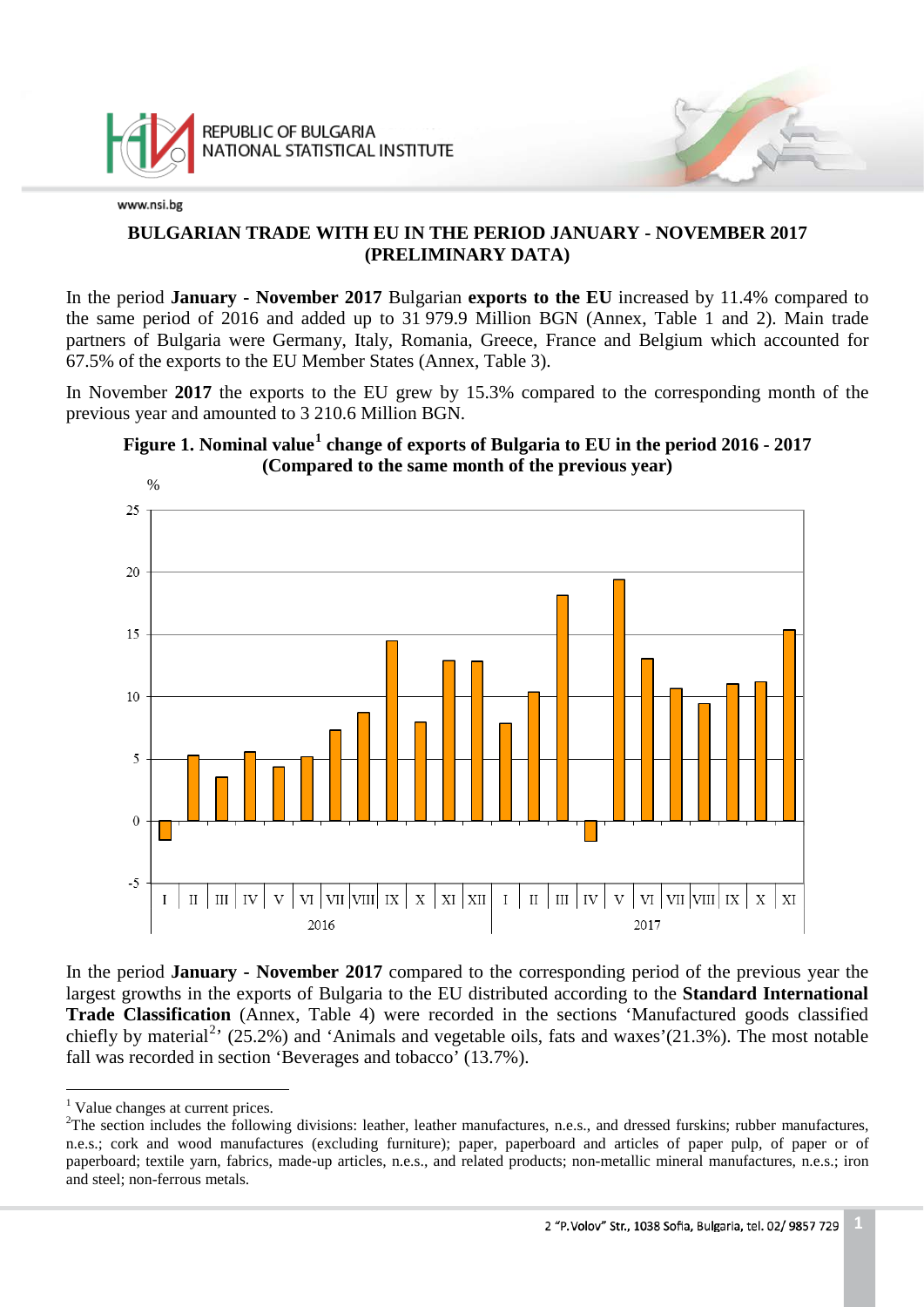REPUBLIC OF BULGARIA
NATIONAL STATISTICAL INSTITUTE

www.nsi.bg

## BULGARIAN TRADE WITH EU IN THE PERIOD JANUARY - NOVEMBER 2017 (PRELIMINARY DATA)

In the period **January - November 2017** Bulgarian **exports to the EU** increased by 11.4% compared to the same period of 2016 and added up to 31 979.9 Million BGN (Annex, Table 1 and 2). Main trade partners of Bulgaria were Germany, Italy, Romania, Greece, France and Belgium which accounted for 67.5% of the exports to the EU Member States (Annex, Table 3).

In November **2017** the exports to the EU grew by 15.3% compared to the corresponding month of the previous year and amounted to 3 210.6 Million BGN.

**Figure 1. Nominal value[1] change of exports of Bulgaria to EU in the period 2016 - 2017 (Compared to the same month of the previous year)**

%

25
20
15
10
5
0
-5

I II III IV V VI VII VIII IX X XI XII I II III IV V VI VII VIII IX X XI

2016 2017

In the period **January - November 2017** compared to the corresponding period of the previous year the largest growths in the exports of Bulgaria to the EU distributed according to the **Standard International Trade Classification** (Annex, Table 4) were recorded in the sections 'Manufactured goods classified chiefly by material[2]' (25.2%) and 'Animals and vegetable oils, fats and waxes'(21.3%). The most notable fall was recorded in section 'Beverages and tobacco' (13.7%).

---

[1] Value changes at current prices.

[2] The section includes the following divisions: leather, leather manufactures, n.e.s., and dressed furskins; rubber manufactures, n.e.s.; cork and wood manufactures (excluding furniture); paper, paperboard and articles of paper pulp, of paper or of paperboard; textile yarn, fabrics, made-up articles, n.e.s., and related products; non-metallic mineral manufactures, n.e.s.; iron and steel; non-ferrous metals.

2 "P.Volov" Str., 1038 Sofia, Bulgaria, tel. 02/ 9857 729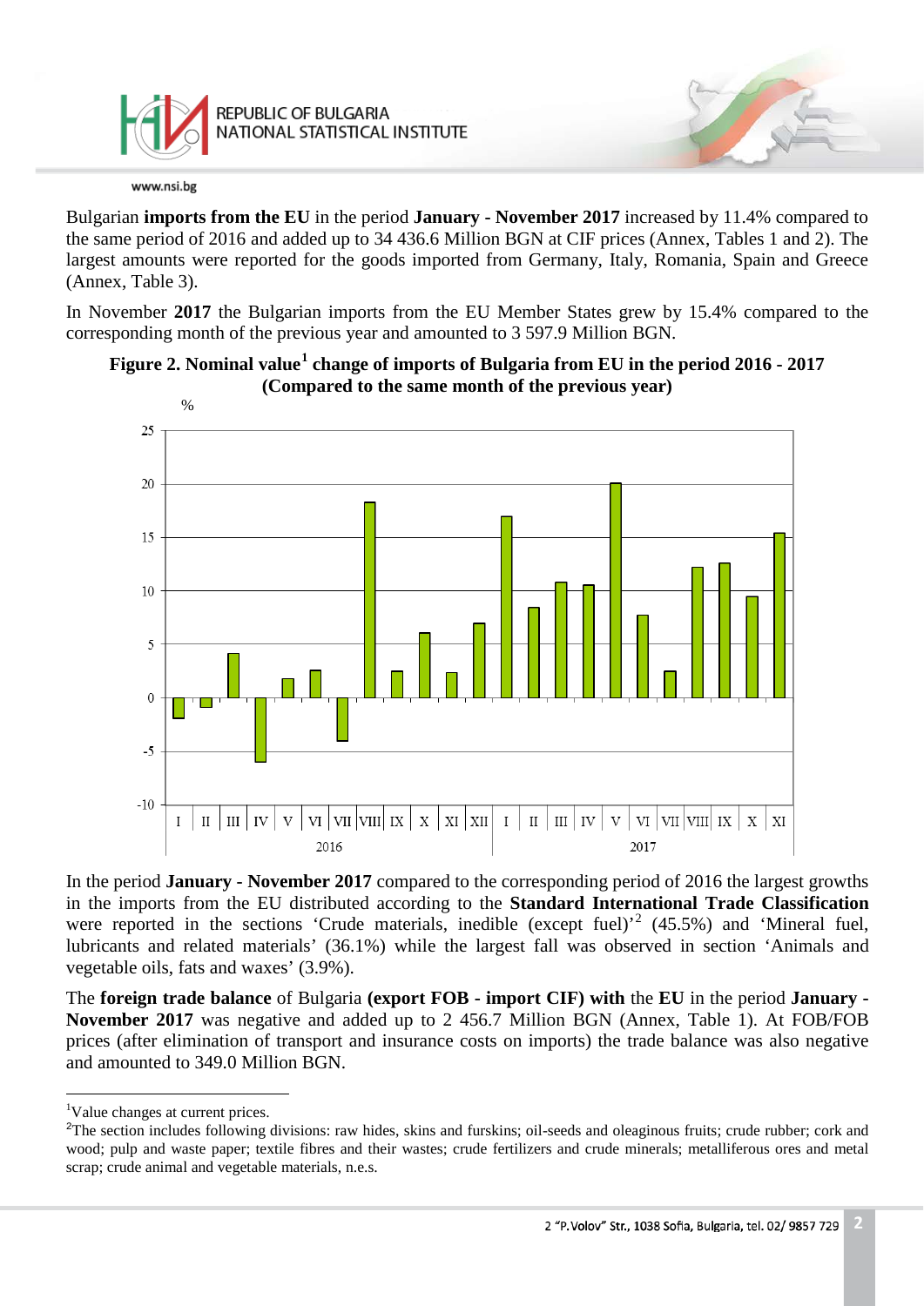Bulgarian **imports from the EU** in the period **January - November 2017** increased by 11.4% compared to the same period of 2016 and added up to 34 436.6 Million BGN at CIF prices (Annex, Tables 1 and 2). The largest amounts were reported for the goods imported from Germany, Italy, Romania, Spain and Greece (Annex, Table 3).

In November **2017** the Bulgarian imports from the EU Member States grew by 15.4% compared to the corresponding month of the previous year and amounted to 3 597.9 Million BGN.

**Figure 2. Nominal value[1] change of imports of Bulgaria from EU in the period 2016 - 2017 (Compared to the same month of the previous year)**

%

25
20
15
10
5
0
-5
-10

I II III IV V VI VII VIII IX X XI XII I II III IV V VI VII VIII IX X XI

2016 2017

In the period **January - November 2017** compared to the corresponding period of 2016 the largest growths in the imports from the EU distributed according to the **Standard International Trade Classification** were reported in the sections 'Crude materials, inedible (except fuel)'[2] (45.5%) and 'Mineral fuel, lubricants and related materials' (36.1%) while the largest fall was observed in section 'Animals and vegetable oils, fats and waxes' (3.9%).

The **foreign trade balance** of Bulgaria **(export FOB - import CIF) with** the **EU** in the period **January - November 2017** was negative and added up to 2 456.7 Million BGN (Annex, Table 1). At FOB/FOB prices (after elimination of transport and insurance costs on imports) the trade balance was also negative and amounted to 349.0 Million BGN.

---

[1]Value changes at current prices.

[2]The section includes following divisions: raw hides, skins and furskins; oil-seeds and oleaginous fruits; crude rubber; cork and wood; pulp and waste paper; textile fibres and their wastes; crude fertilizers and crude minerals; metalliferous ores and metal scrap; crude animal and vegetable materials, n.e.s.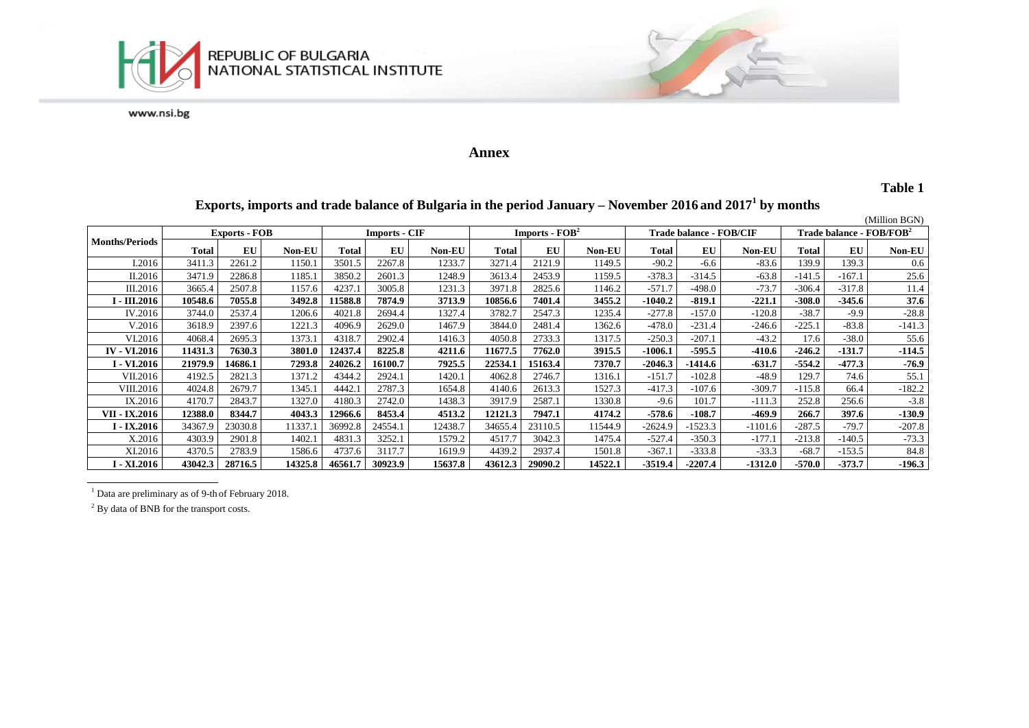# Annex

**Table 1**

## Exports, imports and trade balance of Bulgaria in the period January – November 2016 and 2017[1] by months

(Million BGN)

| Months/Periods | Exports - FOB | | | Imports - CIF | | | Imports - FOB[2] | | | Trade balance - FOB/CIF | | | Trade balance - FOB/FOB[2] | | |
|---|---|---|---|---|---|---|---|---|---|---|---|---|---|---|---|
| | Total | EU | Non-EU | Total | EU | Non-EU | Total | EU | Non-EU | Total | EU | Non-EU | Total | EU | Non-EU |
| I.2016 | 3411.3 | 2261.2 | 1150.1 | 3501.5 | 2267.8 | 1233.7 | 3271.4 | 2121.9 | 1149.5 | -90.2 | -6.6 | -83.6 | 139.9 | 139.3 | 0.6 |
| II.2016 | 3471.9 | 2286.8 | 1185.1 | 3850.2 | 2601.3 | 1248.9 | 3613.4 | 2453.9 | 1159.5 | -378.3 | -314.5 | -63.8 | -141.5 | -167.1 | 25.6 |
| III.2016 | 3665.4 | 2507.8 | 1157.6 | 4237.1 | 3005.8 | 1231.3 | 3971.8 | 2825.6 | 1146.2 | -571.7 | -498.0 | -73.7 | -306.4 | -317.8 | 11.4 |
| **I - III.2016** | **10548.6** | **7055.8** | **3492.8** | **11588.8** | **7874.9** | **3713.9** | **10856.6** | **7401.4** | **3455.2** | **-1040.2** | **-819.1** | **-221.1** | **-308.0** | **-345.6** | **37.6** |
| IV.2016 | 3744.0 | 2537.4 | 1206.6 | 4021.8 | 2694.4 | 1327.4 | 3782.7 | 2547.3 | 1235.4 | -277.8 | -157.0 | -120.8 | -38.7 | -9.9 | -28.8 |
| V.2016 | 3618.9 | 2397.6 | 1221.3 | 4096.9 | 2629.0 | 1467.9 | 3844.0 | 2481.4 | 1362.6 | -478.0 | -231.4 | -246.6 | -225.1 | -83.8 | -141.3 |
| VI.2016 | 4068.4 | 2695.3 | 1373.1 | 4318.7 | 2902.4 | 1416.3 | 4050.8 | 2733.3 | 1317.5 | -250.3 | -207.1 | -43.2 | 17.6 | -38.0 | 55.6 |
| **IV - VI.2016** | **11431.3** | **7630.3** | **3801.0** | **12437.4** | **8225.8** | **4211.6** | **11677.5** | **7762.0** | **3915.5** | **-1006.1** | **-595.5** | **-410.6** | **-246.2** | **-131.7** | **-114.5** |
| **I - VI.2016** | **21979.9** | **14686.1** | **7293.8** | **24026.2** | **16100.7** | **7925.5** | **22534.1** | **15163.4** | **7370.7** | **-2046.3** | **-1414.6** | **-631.7** | **-554.2** | **-477.3** | **-76.9** |
| VII.2016 | 4192.5 | 2821.3 | 1371.2 | 4344.2 | 2924.1 | 1420.1 | 4062.8 | 2746.7 | 1316.1 | -151.7 | -102.8 | -48.9 | 129.7 | 74.6 | 55.1 |
| VIII.2016 | 4024.8 | 2679.7 | 1345.1 | 4442.1 | 2787.3 | 1654.8 | 4140.6 | 2613.3 | 1527.3 | -417.3 | -107.6 | -309.7 | -115.8 | 66.4 | -182.2 |
| IX.2016 | 4170.7 | 2843.7 | 1327.0 | 4180.3 | 2742.0 | 1438.3 | 3917.9 | 2587.1 | 1330.8 | -9.6 | 101.7 | -111.3 | 252.8 | 256.6 | -3.8 |
| **VII - IX.2016** | **12388.0** | **8344.7** | **4043.3** | **12966.6** | **8453.4** | **4513.2** | **12121.3** | **7947.1** | **4174.2** | **-578.6** | **-108.7** | **-469.9** | **266.7** | **397.6** | **-130.9** |
| I - IX.2016 | 34367.9 | 23030.8 | 11337.1 | 36992.8 | 24554.1 | 12438.7 | 34655.4 | 23110.5 | 11544.9 | -2624.9 | -1523.3 | -1101.6 | -287.5 | -79.7 | -207.8 |
| X.2016 | 4303.9 | 2901.8 | 1402.1 | 4831.3 | 3252.1 | 1579.2 | 4517.7 | 3042.3 | 1475.4 | -527.4 | -350.3 | -177.1 | -213.8 | -140.5 | -73.3 |
| XI.2016 | 4370.5 | 2783.9 | 1586.6 | 4737.6 | 3117.7 | 1619.9 | 4439.2 | 2937.4 | 1501.8 | -367.1 | -333.8 | -33.3 | -68.7 | -153.5 | 84.8 |
| **I - XI.2016** | **43042.3** | **28716.5** | **14325.8** | **46561.7** | **30923.9** | **15637.8** | **43612.3** | **29090.2** | **14522.1** | **-3519.4** | **-2207.4** | **-1312.0** | **-570.0** | **-373.7** | **-196.3** |

[1] Data are preliminary as of 9-th of February 2018.

[2] By data of BNB for the transport costs.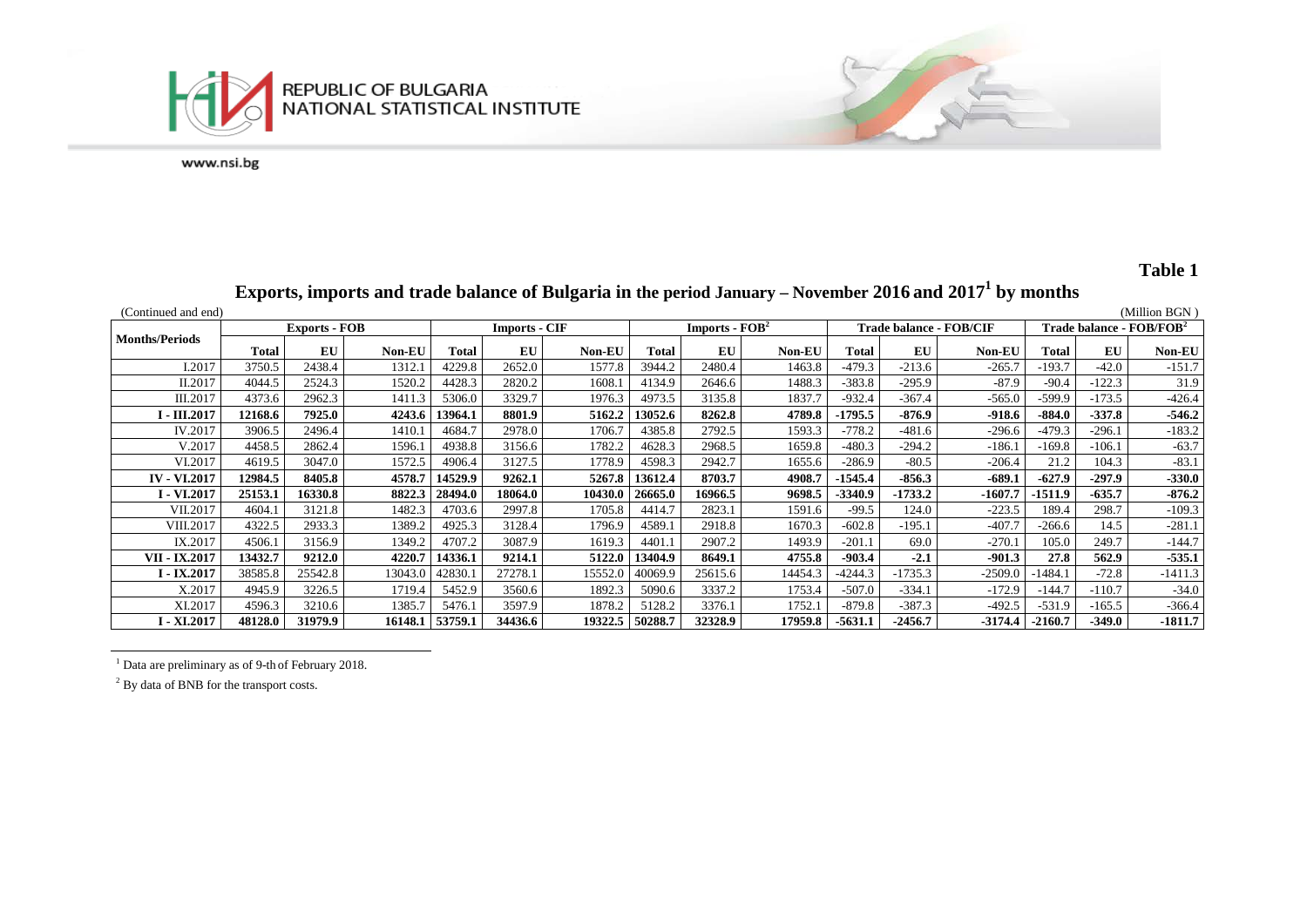**Table 1**

# Exports, imports and trade balance of Bulgaria in the period January – November 2016 and 2017[1] by months

(Continued and end) (Million BGN )

| Months/Periods | Exports - FOB | | | Imports - CIF | | | Imports - FOB[2] | | | Trade balance - FOB/CIF | | | Trade balance - FOB/FOB[2] | | |
|---|---|---|---|---|---|---|---|---|---|---|---|---|---|---|---|
| | Total | EU | Non-EU | Total | EU | Non-EU | Total | EU | Non-EU | Total | EU | Non-EU | Total | EU | Non-EU |
| I.2017 | 3750.5 | 2438.4 | 1312.1 | 4229.8 | 2652.0 | 1577.8 | 3944.2 | 2480.4 | 1463.8 | -479.3 | -213.6 | -265.7 | -193.7 | -42.0 | -151.7 |
| II.2017 | 4044.5 | 2524.3 | 1520.2 | 4428.3 | 2820.2 | 1608.1 | 4134.9 | 2646.6 | 1488.3 | -383.8 | -295.9 | -87.9 | -90.4 | -122.3 | 31.9 |
| III.2017 | 4373.6 | 2962.3 | 1411.3 | 5306.0 | 3329.7 | 1976.3 | 4973.5 | 3135.8 | 1837.7 | -932.4 | -367.4 | -565.0 | -599.9 | -173.5 | -426.4 |
| **I - III.2017** | **12168.6** | **7925.0** | **4243.6** | **13964.1** | **8801.9** | **5162.2** | **13052.6** | **8262.8** | **4789.8** | **-1795.5** | **-876.9** | **-918.6** | **-884.0** | **-337.8** | **-546.2** |
| IV.2017 | 3906.5 | 2496.4 | 1410.1 | 4684.7 | 2978.0 | 1706.7 | 4385.8 | 2792.5 | 1593.3 | -778.2 | -481.6 | -296.6 | -479.3 | -296.1 | -183.2 |
| V.2017 | 4458.5 | 2862.4 | 1596.1 | 4938.8 | 3156.6 | 1782.2 | 4628.3 | 2968.5 | 1659.8 | -480.3 | -294.2 | -186.1 | -169.8 | -106.1 | -63.7 |
| VI.2017 | 4619.5 | 3047.0 | 1572.5 | 4906.4 | 3127.5 | 1778.9 | 4598.3 | 2942.7 | 1655.6 | -286.9 | -80.5 | -206.4 | 21.2 | 104.3 | -83.1 |
| **IV - VI.2017** | **12984.5** | **8405.8** | **4578.7** | **14529.9** | **9262.1** | **5267.8** | **13612.4** | **8703.7** | **4908.7** | **-1545.4** | **-856.3** | **-689.1** | **-627.9** | **-297.9** | **-330.0** |
| **I - VI.2017** | **25153.1** | **16330.8** | **8822.3** | **28494.0** | **18064.0** | **10430.0** | **26665.0** | **16966.5** | **9698.5** | **-3340.9** | **-1733.2** | **-1607.7** | **-1511.9** | **-635.7** | **-876.2** |
| VII.2017 | 4604.1 | 3121.8 | 1482.3 | 4703.6 | 2997.8 | 1705.8 | 4414.7 | 2823.1 | 1591.6 | -99.5 | 124.0 | -223.5 | 189.4 | 298.7 | -109.3 |
| VIII.2017 | 4322.5 | 2933.3 | 1389.2 | 4925.3 | 3128.4 | 1796.9 | 4589.1 | 2918.8 | 1670.3 | -602.8 | -195.1 | -407.7 | -266.6 | 14.5 | -281.1 |
| IX.2017 | 4506.1 | 3156.9 | 1349.2 | 4707.2 | 3087.9 | 1619.3 | 4401.1 | 2907.2 | 1493.9 | -201.1 | 69.0 | -270.1 | 105.0 | 249.7 | -144.7 |
| **VII - IX.2017** | **13432.7** | **9212.0** | **4220.7** | **14336.1** | **9214.1** | **5122.0** | **13404.9** | **8649.1** | **4755.8** | **-903.4** | **-2.1** | **-901.3** | **27.8** | **562.9** | **-535.1** |
| I - IX.2017 | 38585.8 | 25542.8 | 13043.0 | 42830.1 | 27278.1 | 15552.0 | 40069.9 | 25615.6 | 14454.3 | -4244.3 | -1735.3 | -2509.0 | -1484.1 | -72.8 | -1411.3 |
| X.2017 | 4945.9 | 3226.5 | 1719.4 | 5452.9 | 3560.6 | 1892.3 | 5090.6 | 3337.2 | 1753.4 | -507.0 | -334.1 | -172.9 | -144.7 | -110.7 | -34.0 |
| XI.2017 | 4596.3 | 3210.6 | 1385.7 | 5476.1 | 3597.9 | 1878.2 | 5128.2 | 3376.1 | 1752.1 | -879.8 | -387.3 | -492.5 | -531.9 | -165.5 | -366.4 |
| **I - XI.2017** | **48128.0** | **31979.9** | **16148.1** | **53759.1** | **34436.6** | **19322.5** | **50288.7** | **32328.9** | **17959.8** | **-5631.1** | **-2456.7** | **-3174.4** | **-2160.7** | **-349.0** | **-1811.7** |

[1] Data are preliminary as of 9-th of February 2018.

[2] By data of BNB for the transport costs.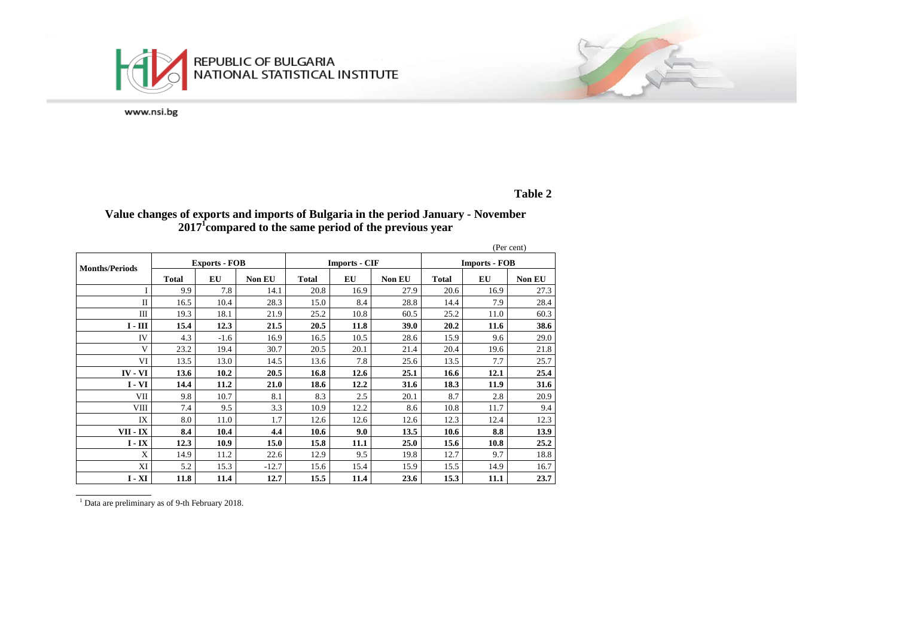REPUBLIC OF BULGARIA
NATIONAL STATISTICAL INSTITUTE

www.nsi.bg

**Table 2**

### Value changes of exports and imports of Bulgaria in the period January - November 2017[1] compared to the same period of the previous year

(Per cent)

| Months/Periods | Exports - FOB | | | Imports - CIF | | | Imports - FOB | | |
|---|---|---|---|---|---|---|---|---|---|
| | **Total** | **EU** | **Non EU** | **Total** | **EU** | **Non EU** | **Total** | **EU** | **Non EU** |
| I | 9.9 | 7.8 | 14.1 | 20.8 | 16.9 | 27.9 | 20.6 | 16.9 | 27.3 |
| II | 16.5 | 10.4 | 28.3 | 15.0 | 8.4 | 28.8 | 14.4 | 7.9 | 28.4 |
| III | 19.3 | 18.1 | 21.9 | 25.2 | 10.8 | 60.5 | 25.2 | 11.0 | 60.3 |
| **I - III** | **15.4** | **12.3** | **21.5** | **20.5** | **11.8** | **39.0** | **20.2** | **11.6** | **38.6** |
| IV | 4.3 | -1.6 | 16.9 | 16.5 | 10.5 | 28.6 | 15.9 | 9.6 | 29.0 |
| V | 23.2 | 19.4 | 30.7 | 20.5 | 20.1 | 21.4 | 20.4 | 19.6 | 21.8 |
| VI | 13.5 | 13.0 | 14.5 | 13.6 | 7.8 | 25.6 | 13.5 | 7.7 | 25.7 |
| **IV - VI** | **13.6** | **10.2** | **20.5** | **16.8** | **12.6** | **25.1** | **16.6** | **12.1** | **25.4** |
| **I - VI** | **14.4** | **11.2** | **21.0** | **18.6** | **12.2** | **31.6** | **18.3** | **11.9** | **31.6** |
| VII | 9.8 | 10.7 | 8.1 | 8.3 | 2.5 | 20.1 | 8.7 | 2.8 | 20.9 |
| VIII | 7.4 | 9.5 | 3.3 | 10.9 | 12.2 | 8.6 | 10.8 | 11.7 | 9.4 |
| IX | 8.0 | 11.0 | 1.7 | 12.6 | 12.6 | 12.6 | 12.3 | 12.4 | 12.3 |
| **VII - IX** | **8.4** | **10.4** | **4.4** | **10.6** | **9.0** | **13.5** | **10.6** | **8.8** | **13.9** |
| **I - IX** | **12.3** | **10.9** | **15.0** | **15.8** | **11.1** | **25.0** | **15.6** | **10.8** | **25.2** |
| X | 14.9 | 11.2 | 22.6 | 12.9 | 9.5 | 19.8 | 12.7 | 9.7 | 18.8 |
| XI | 5.2 | 15.3 | -12.7 | 15.6 | 15.4 | 15.9 | 15.5 | 14.9 | 16.7 |
| **I - XI** | **11.8** | **11.4** | **12.7** | **15.5** | **11.4** | **23.6** | **15.3** | **11.1** | **23.7** |

[1] Data are preliminary as of 9-th February 2018.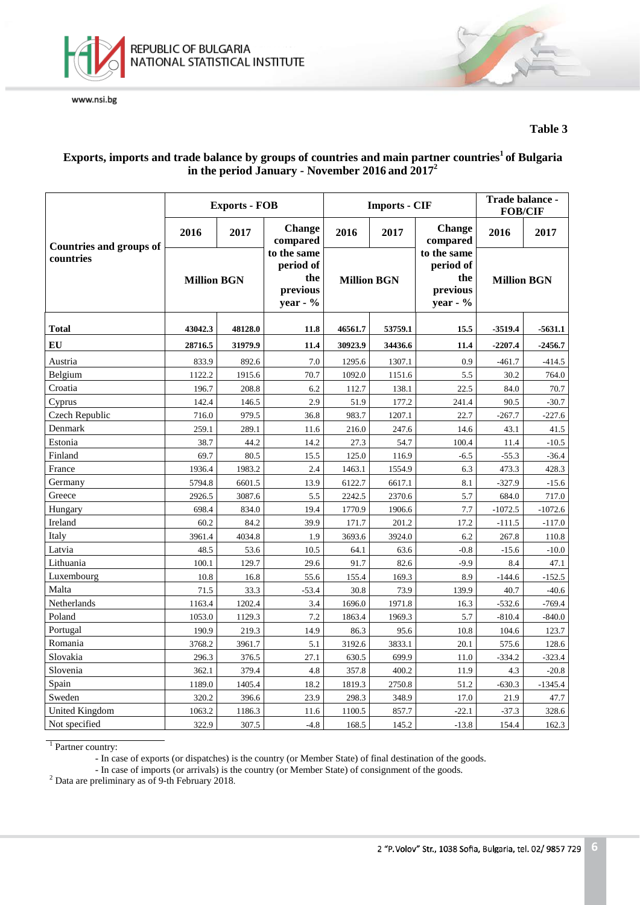**Table 3**

## Exports, imports and trade balance by groups of countries and main partner countries[1] of Bulgaria in the period January - November 2016 and 2017[2]

| Countries and groups of countries | Exports - FOB | | | Imports - CIF | | | Trade balance - FOB/CIF | |
|---|---|---|---|---|---|---|---|---|
| | 2016 | 2017 | Change compared to the same period of the previous year - % | 2016 | 2017 | Change compared to the same period of the previous year - % | 2016 | 2017 |
| | Million BGN | | | Million BGN | | | Million BGN | |
| **Total** | **43042.3** | **48128.0** | **11.8** | **46561.7** | **53759.1** | **15.5** | **-3519.4** | **-5631.1** |
| **EU** | **28716.5** | **31979.9** | **11.4** | **30923.9** | **34436.6** | **11.4** | **-2207.4** | **-2456.7** |
| Austria | 833.9 | 892.6 | 7.0 | 1295.6 | 1307.1 | 0.9 | -461.7 | -414.5 |
| Belgium | 1122.2 | 1915.6 | 70.7 | 1092.0 | 1151.6 | 5.5 | 30.2 | 764.0 |
| Croatia | 196.7 | 208.8 | 6.2 | 112.7 | 138.1 | 22.5 | 84.0 | 70.7 |
| Cyprus | 142.4 | 146.5 | 2.9 | 51.9 | 177.2 | 241.4 | 90.5 | -30.7 |
| Czech Republic | 716.0 | 979.5 | 36.8 | 983.7 | 1207.1 | 22.7 | -267.7 | -227.6 |
| Denmark | 259.1 | 289.1 | 11.6 | 216.0 | 247.6 | 14.6 | 43.1 | 41.5 |
| Estonia | 38.7 | 44.2 | 14.2 | 27.3 | 54.7 | 100.4 | 11.4 | -10.5 |
| Finland | 69.7 | 80.5 | 15.5 | 125.0 | 116.9 | -6.5 | -55.3 | -36.4 |
| France | 1936.4 | 1983.2 | 2.4 | 1463.1 | 1554.9 | 6.3 | 473.3 | 428.3 |
| Germany | 5794.8 | 6601.5 | 13.9 | 6122.7 | 6617.1 | 8.1 | -327.9 | -15.6 |
| Greece | 2926.5 | 3087.6 | 5.5 | 2242.5 | 2370.6 | 5.7 | 684.0 | 717.0 |
| Hungary | 698.4 | 834.0 | 19.4 | 1770.9 | 1906.6 | 7.7 | -1072.5 | -1072.6 |
| Ireland | 60.2 | 84.2 | 39.9 | 171.7 | 201.2 | 17.2 | -111.5 | -117.0 |
| Italy | 3961.4 | 4034.8 | 1.9 | 3693.6 | 3924.0 | 6.2 | 267.8 | 110.8 |
| Latvia | 48.5 | 53.6 | 10.5 | 64.1 | 63.6 | -0.8 | -15.6 | -10.0 |
| Lithuania | 100.1 | 129.7 | 29.6 | 91.7 | 82.6 | -9.9 | 8.4 | 47.1 |
| Luxembourg | 10.8 | 16.8 | 55.6 | 155.4 | 169.3 | 8.9 | -144.6 | -152.5 |
| Malta | 71.5 | 33.3 | -53.4 | 30.8 | 73.9 | 139.9 | 40.7 | -40.6 |
| Netherlands | 1163.4 | 1202.4 | 3.4 | 1696.0 | 1971.8 | 16.3 | -532.6 | -769.4 |
| Poland | 1053.0 | 1129.3 | 7.2 | 1863.4 | 1969.3 | 5.7 | -810.4 | -840.0 |
| Portugal | 190.9 | 219.3 | 14.9 | 86.3 | 95.6 | 10.8 | 104.6 | 123.7 |
| Romania | 3768.2 | 3961.7 | 5.1 | 3192.6 | 3833.1 | 20.1 | 575.6 | 128.6 |
| Slovakia | 296.3 | 376.5 | 27.1 | 630.5 | 699.9 | 11.0 | -334.2 | -323.4 |
| Slovenia | 362.1 | 379.4 | 4.8 | 357.8 | 400.2 | 11.9 | 4.3 | -20.8 |
| Spain | 1189.0 | 1405.4 | 18.2 | 1819.3 | 2750.8 | 51.2 | -630.3 | -1345.4 |
| Sweden | 320.2 | 396.6 | 23.9 | 298.3 | 348.9 | 17.0 | 21.9 | 47.7 |
| United Kingdom | 1063.2 | 1186.3 | 11.6 | 1100.5 | 857.7 | -22.1 | -37.3 | 328.6 |
| Not specified | 322.9 | 307.5 | -4.8 | 168.5 | 145.2 | -13.8 | 154.4 | 162.3 |

[1] Partner country:
- In case of exports (or dispatches) is the country (or Member State) of final destination of the goods.
- In case of imports (or arrivals) is the country (or Member State) of consignment of the goods.

[2] Data are preliminary as of 9-th February 2018.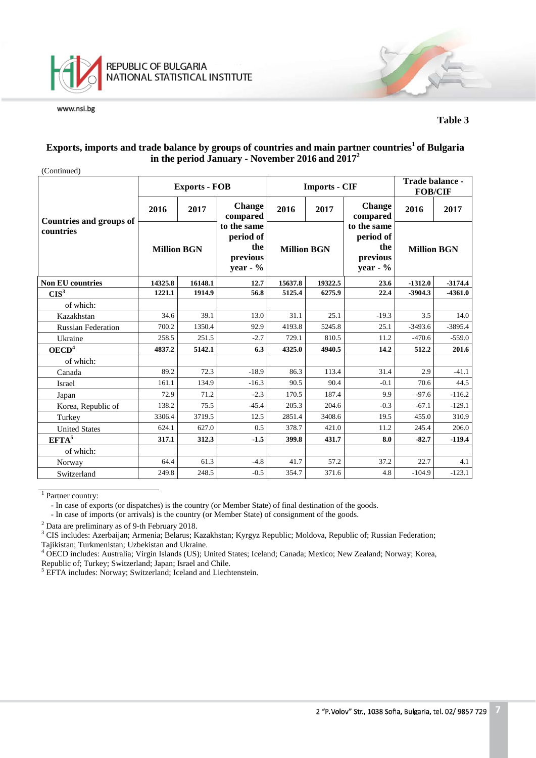**Table 3**

**Exports, imports and trade balance by groups of countries and main partner countries[1] of Bulgaria in the period January - November 2016 and 2017[2]**

(Continued)

| Countries and groups of countries | Exports - FOB | | | Imports - CIF | | | Trade balance - FOB/CIF | |
|---|---|---|---|---|---|---|---|---|
| | 2016 | 2017 | Change compared to the same period of the previous year - % | 2016 | 2017 | Change compared to the same period of the previous year - % | 2016 | 2017 |
| | Million BGN | | | Million BGN | | | Million BGN | |
| **Non EU countries** | **14325.8** | **16148.1** | **12.7** | **15637.8** | **19322.5** | **23.6** | **-1312.0** | **-3174.4** |
| **CIS[3]** | **1221.1** | **1914.9** | **56.8** | **5125.4** | **6275.9** | **22.4** | **-3904.3** | **-4361.0** |
| of which: | | | | | | | | |
| Kazakhstan | 34.6 | 39.1 | 13.0 | 31.1 | 25.1 | -19.3 | 3.5 | 14.0 |
| Russian Federation | 700.2 | 1350.4 | 92.9 | 4193.8 | 5245.8 | 25.1 | -3493.6 | -3895.4 |
| Ukraine | 258.5 | 251.5 | -2.7 | 729.1 | 810.5 | 11.2 | -470.6 | -559.0 |
| **OECD[4]** | **4837.2** | **5142.1** | **6.3** | **4325.0** | **4940.5** | **14.2** | **512.2** | **201.6** |
| of which: | | | | | | | | |
| Canada | 89.2 | 72.3 | -18.9 | 86.3 | 113.4 | 31.4 | 2.9 | -41.1 |
| Israel | 161.1 | 134.9 | -16.3 | 90.5 | 90.4 | -0.1 | 70.6 | 44.5 |
| Japan | 72.9 | 71.2 | -2.3 | 170.5 | 187.4 | 9.9 | -97.6 | -116.2 |
| Korea, Republic of | 138.2 | 75.5 | -45.4 | 205.3 | 204.6 | -0.3 | -67.1 | -129.1 |
| Turkey | 3306.4 | 3719.5 | 12.5 | 2851.4 | 3408.6 | 19.5 | 455.0 | 310.9 |
| United States | 624.1 | 627.0 | 0.5 | 378.7 | 421.0 | 11.2 | 245.4 | 206.0 |
| **EFTA[5]** | **317.1** | **312.3** | **-1.5** | **399.8** | **431.7** | **8.0** | **-82.7** | **-119.4** |
| of which: | | | | | | | | |
| Norway | 64.4 | 61.3 | -4.8 | 41.7 | 57.2 | 37.2 | 22.7 | 4.1 |
| Switzerland | 249.8 | 248.5 | -0.5 | 354.7 | 371.6 | 4.8 | -104.9 | -123.1 |

[1] Partner country:
- In case of exports (or dispatches) is the country (or Member State) of final destination of the goods.
- In case of imports (or arrivals) is the country (or Member State) of consignment of the goods.

[2] Data are preliminary as of 9-th February 2018.

[3] CIS includes: Azerbaijan; Armenia; Belarus; Kazakhstan; Kyrgyz Republic; Moldova, Republic of; Russian Federation; Tajikistan; Turkmenistan; Uzbekistan and Ukraine.

[4] OECD includes: Australia; Virgin Islands (US); United States; Iceland; Canada; Mexico; New Zealand; Norway; Korea, Republic of; Turkey; Switzerland; Japan; Israel and Chile.

[5] EFTA includes: Norway; Switzerland; Iceland and Liechtenstein.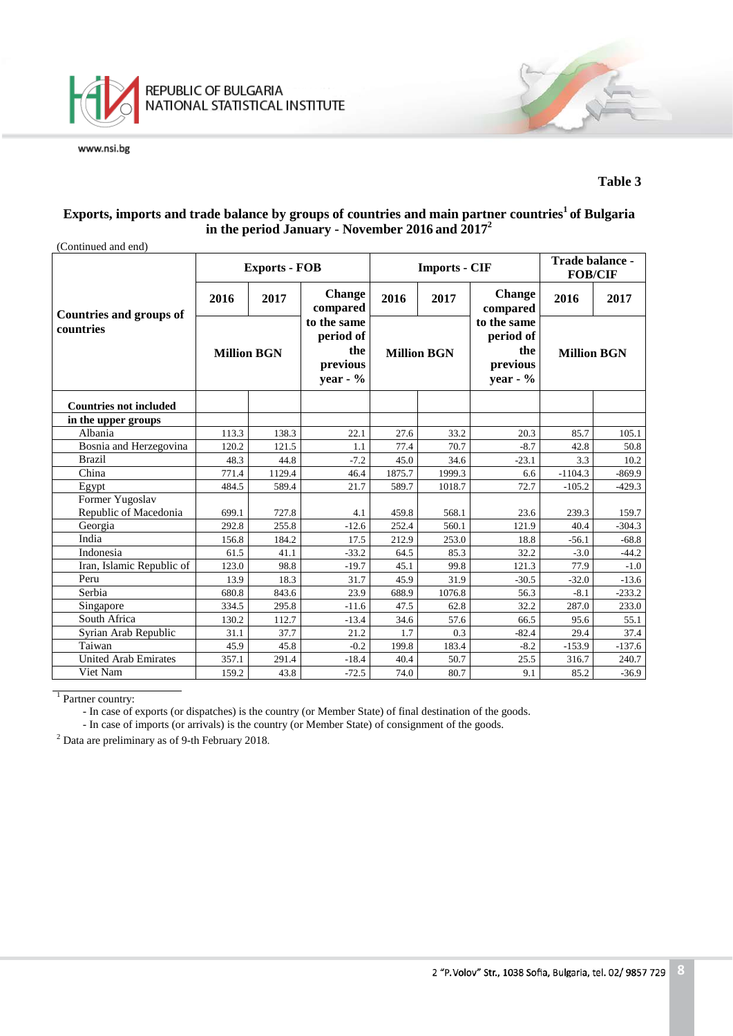**Table 3**

## Exports, imports and trade balance by groups of countries and main partner countries[1] of Bulgaria in the period January - November 2016 and 2017[2]

(Continued and end)

| Countries and groups of countries | Exports - FOB | | | Imports - CIF | | | Trade balance - FOB/CIF | |
|---|---|---|---|---|---|---|---|---|
| | 2016 | 2017 | Change compared to the same period of the previous year - % | 2016 | 2017 | Change compared to the same period of the previous year - % | 2016 | 2017 |
| | Million BGN | | | Million BGN | | | Million BGN | |
| **Countries not included in the upper groups** | | | | | | | | |
| Albania | 113.3 | 138.3 | 22.1 | 27.6 | 33.2 | 20.3 | 85.7 | 105.1 |
| Bosnia and Herzegovina | 120.2 | 121.5 | 1.1 | 77.4 | 70.7 | -8.7 | 42.8 | 50.8 |
| Brazil | 48.3 | 44.8 | -7.2 | 45.0 | 34.6 | -23.1 | 3.3 | 10.2 |
| China | 771.4 | 1129.4 | 46.4 | 1875.7 | 1999.3 | 6.6 | -1104.3 | -869.9 |
| Egypt | 484.5 | 589.4 | 21.7 | 589.7 | 1018.7 | 72.7 | -105.2 | -429.3 |
| Former Yugoslav Republic of Macedonia | 699.1 | 727.8 | 4.1 | 459.8 | 568.1 | 23.6 | 239.3 | 159.7 |
| Georgia | 292.8 | 255.8 | -12.6 | 252.4 | 560.1 | 121.9 | 40.4 | -304.3 |
| India | 156.8 | 184.2 | 17.5 | 212.9 | 253.0 | 18.8 | -56.1 | -68.8 |
| Indonesia | 61.5 | 41.1 | -33.2 | 64.5 | 85.3 | 32.2 | -3.0 | -44.2 |
| Iran, Islamic Republic of | 123.0 | 98.8 | -19.7 | 45.1 | 99.8 | 121.3 | 77.9 | -1.0 |
| Peru | 13.9 | 18.3 | 31.7 | 45.9 | 31.9 | -30.5 | -32.0 | -13.6 |
| Serbia | 680.8 | 843.6 | 23.9 | 688.9 | 1076.8 | 56.3 | -8.1 | -233.2 |
| Singapore | 334.5 | 295.8 | -11.6 | 47.5 | 62.8 | 32.2 | 287.0 | 233.0 |
| South Africa | 130.2 | 112.7 | -13.4 | 34.6 | 57.6 | 66.5 | 95.6 | 55.1 |
| Syrian Arab Republic | 31.1 | 37.7 | 21.2 | 1.7 | 0.3 | -82.4 | 29.4 | 37.4 |
| Taiwan | 45.9 | 45.8 | -0.2 | 199.8 | 183.4 | -8.2 | -153.9 | -137.6 |
| United Arab Emirates | 357.1 | 291.4 | -18.4 | 40.4 | 50.7 | 25.5 | 316.7 | 240.7 |
| Viet Nam | 159.2 | 43.8 | -72.5 | 74.0 | 80.7 | 9.1 | 85.2 | -36.9 |

[1] Partner country:
- In case of exports (or dispatches) is the country (or Member State) of final destination of the goods.
- In case of imports (or arrivals) is the country (or Member State) of consignment of the goods.

[2] Data are preliminary as of 9-th February 2018.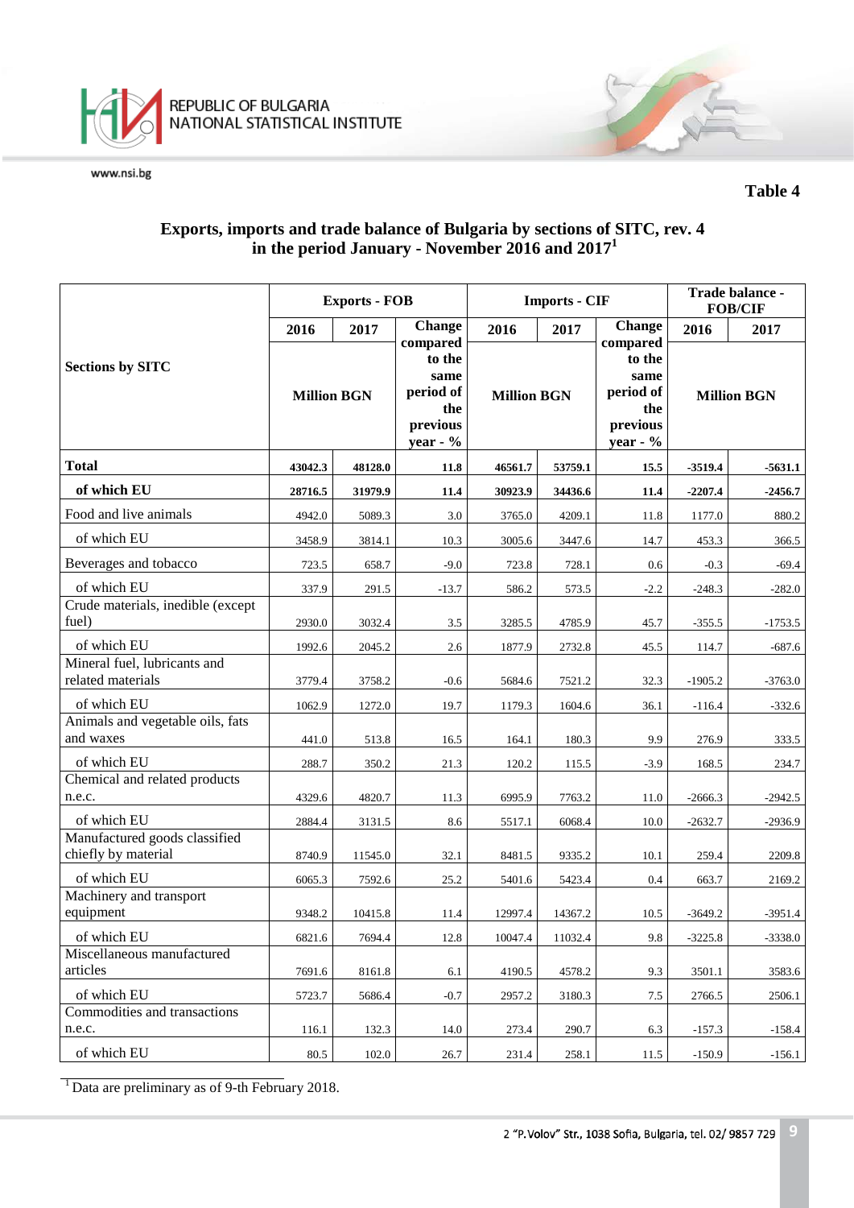**Table 4**

## Exports, imports and trade balance of Bulgaria by sections of SITC, rev. 4 in the period January - November 2016 and 2017[1]

| Sections by SITC | Exports - FOB | | | Imports - CIF | | | Trade balance - FOB/CIF | |
|---|---|---|---|---|---|---|---|---|
| | 2016 | 2017 | Change compared to the same period of the previous year - % | 2016 | 2017 | Change compared to the same period of the previous year - % | 2016 | 2017 |
| | Million BGN | | | Million BGN | | | Million BGN | |
| **Total** | **43042.3** | **48128.0** | **11.8** | **46561.7** | **53759.1** | **15.5** | **-3519.4** | **-5631.1** |
| **of which EU** | **28716.5** | **31979.9** | **11.4** | **30923.9** | **34436.6** | **11.4** | **-2207.4** | **-2456.7** |
| Food and live animals | 4942.0 | 5089.3 | 3.0 | 3765.0 | 4209.1 | 11.8 | 1177.0 | 880.2 |
| of which EU | 3458.9 | 3814.1 | 10.3 | 3005.6 | 3447.6 | 14.7 | 453.3 | 366.5 |
| Beverages and tobacco | 723.5 | 658.7 | -9.0 | 723.8 | 728.1 | 0.6 | -0.3 | -69.4 |
| of which EU | 337.9 | 291.5 | -13.7 | 586.2 | 573.5 | -2.2 | -248.3 | -282.0 |
| Crude materials, inedible (except fuel) | 2930.0 | 3032.4 | 3.5 | 3285.5 | 4785.9 | 45.7 | -355.5 | -1753.5 |
| of which EU | 1992.6 | 2045.2 | 2.6 | 1877.9 | 2732.8 | 45.5 | 114.7 | -687.6 |
| Mineral fuel, lubricants and related materials | 3779.4 | 3758.2 | -0.6 | 5684.6 | 7521.2 | 32.3 | -1905.2 | -3763.0 |
| of which EU | 1062.9 | 1272.0 | 19.7 | 1179.3 | 1604.6 | 36.1 | -116.4 | -332.6 |
| Animals and vegetable oils, fats and waxes | 441.0 | 513.8 | 16.5 | 164.1 | 180.3 | 9.9 | 276.9 | 333.5 |
| of which EU | 288.7 | 350.2 | 21.3 | 120.2 | 115.5 | -3.9 | 168.5 | 234.7 |
| Chemical and related products n.e.c. | 4329.6 | 4820.7 | 11.3 | 6995.9 | 7763.2 | 11.0 | -2666.3 | -2942.5 |
| of which EU | 2884.4 | 3131.5 | 8.6 | 5517.1 | 6068.4 | 10.0 | -2632.7 | -2936.9 |
| Manufactured goods classified chiefly by material | 8740.9 | 11545.0 | 32.1 | 8481.5 | 9335.2 | 10.1 | 259.4 | 2209.8 |
| of which EU | 6065.3 | 7592.6 | 25.2 | 5401.6 | 5423.4 | 0.4 | 663.7 | 2169.2 |
| Machinery and transport equipment | 9348.2 | 10415.8 | 11.4 | 12997.4 | 14367.2 | 10.5 | -3649.2 | -3951.4 |
| of which EU | 6821.6 | 7694.4 | 12.8 | 10047.4 | 11032.4 | 9.8 | -3225.8 | -3338.0 |
| Miscellaneous manufactured articles | 7691.6 | 8161.8 | 6.1 | 4190.5 | 4578.2 | 9.3 | 3501.1 | 3583.6 |
| of which EU | 5723.7 | 5686.4 | -0.7 | 2957.2 | 3180.3 | 7.5 | 2766.5 | 2506.1 |
| Commodities and transactions n.e.c. | 116.1 | 132.3 | 14.0 | 273.4 | 290.7 | 6.3 | -157.3 | -158.4 |
| of which EU | 80.5 | 102.0 | 26.7 | 231.4 | 258.1 | 11.5 | -150.9 | -156.1 |

[1] Data are preliminary as of 9-th February 2018.